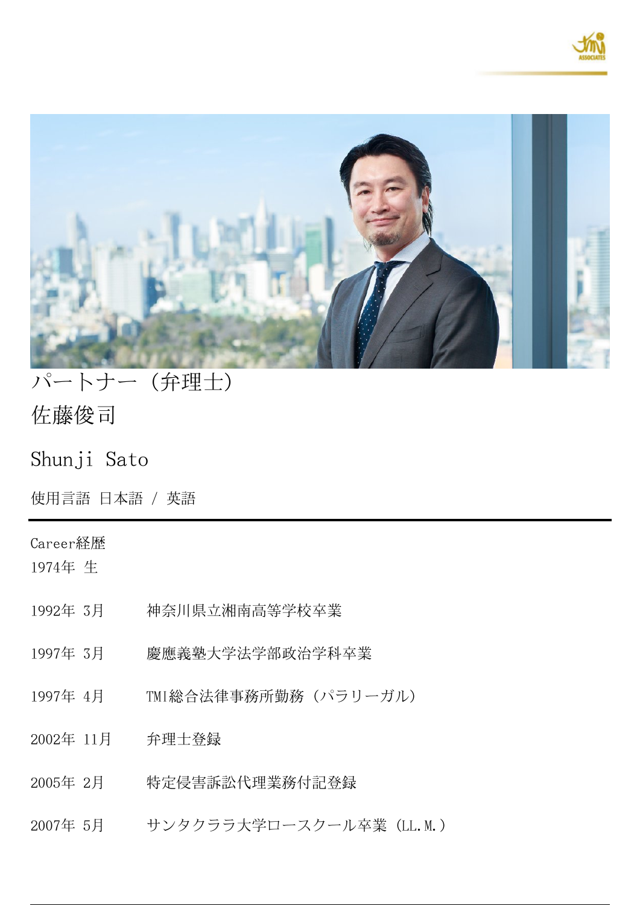パートナー（弁理士）

# 佐藤俊司

## Shunji Sato

使用言語 日本語 / 英語

---

Career経歴

1974年 生

| | |
|---|---|
| 1992年 3月 | 神奈川県立湘南高等学校卒業 |
| 1997年 3月 | 慶應義塾大学法学部政治学科卒業 |
| 1997年 4月 | TMI総合法律事務所勤務（パラリーガル） |
| 2002年 11月 | 弁理士登録 |
| 2005年 2月 | 特定侵害訴訟代理業務付記登録 |
| 2007年 5月 | サンタクララ大学ロースクール卒業（LL.M.） |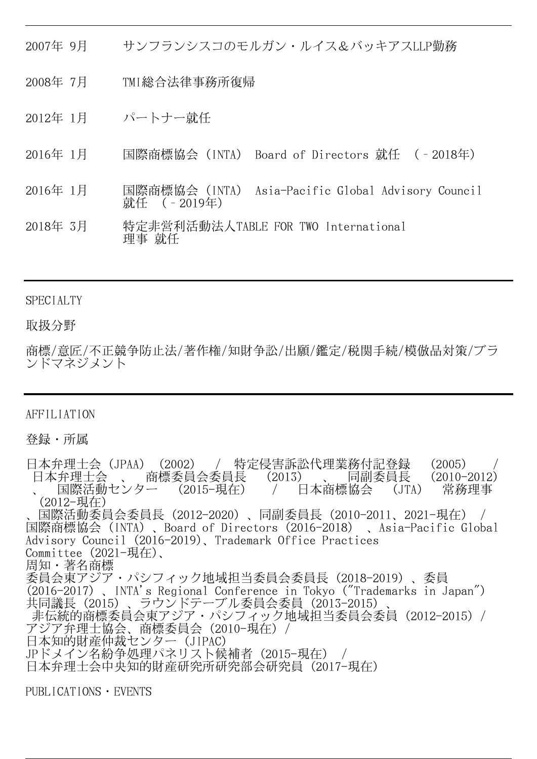| | |
|---|---|
| 2007年 9月 | サンフランシスコのモルガン・ルイス&バッキアスLLP勤務 |
| 2008年 7月 | TMI総合法律事務所復帰 |
| 2012年 1月 | パートナー就任 |
| 2016年 1月 | 国際商標協会（INTA） Board of Directors 就任 （－2018年） |
| 2016年 1月 | 国際商標協会（INTA） Asia-Pacific Global Advisory Council 就任 （－2019年） |
| 2018年 3月 | 特定非営利活動法人TABLE FOR TWO International 理事 就任 |

SPECIALTY

取扱分野

商標/意匠/不正競争防止法/著作権/知財争訟/出願/鑑定/税関手続/模倣品対策/ブランドマネジメント

AFFILIATION

登録・所属

日本弁理士会（JPAA）（2002） / 特定侵害訴訟代理業務付記登録 （2005） / 日本弁理士会 、 商標委員会委員長 （2013） 、 同副委員長 （2010-2012） 、 国際活動センター （2015-現在） / 日本商標協会 （JTA） 常務理事 （2012-現在）
、国際活動委員会委員長（2012-2020）、同副委員長（2010-2011、2021-現在） / 国際商標協会（INTA）、Board of Directors（2016-2018） 、Asia-Pacific Global Advisory Council（2016-2019）、Trademark Office Practices Committee（2021-現在）、
周知・著名商標
委員会東アジア・パシフィック地域担当委員会委員長（2018-2019）、委員（2016-2017）、INTA's Regional Conference in Tokyo ("Trademarks in Japan") 共同議長（2015）、ラウンドテーブル委員会委員（2013-2015）、
非伝統的商標委員会東アジア・パシフィック地域担当委員会委員（2012-2015）/
アジア弁理士協会、商標委員会（2010-現在）/
日本知的財産仲裁センター（JIPAC）
JPドメイン名紛争処理パネリスト候補者（2015-現在） /
日本弁理士会中央知的財産研究所研究部会研究員（2017-現在）

PUBLICATIONS・EVENTS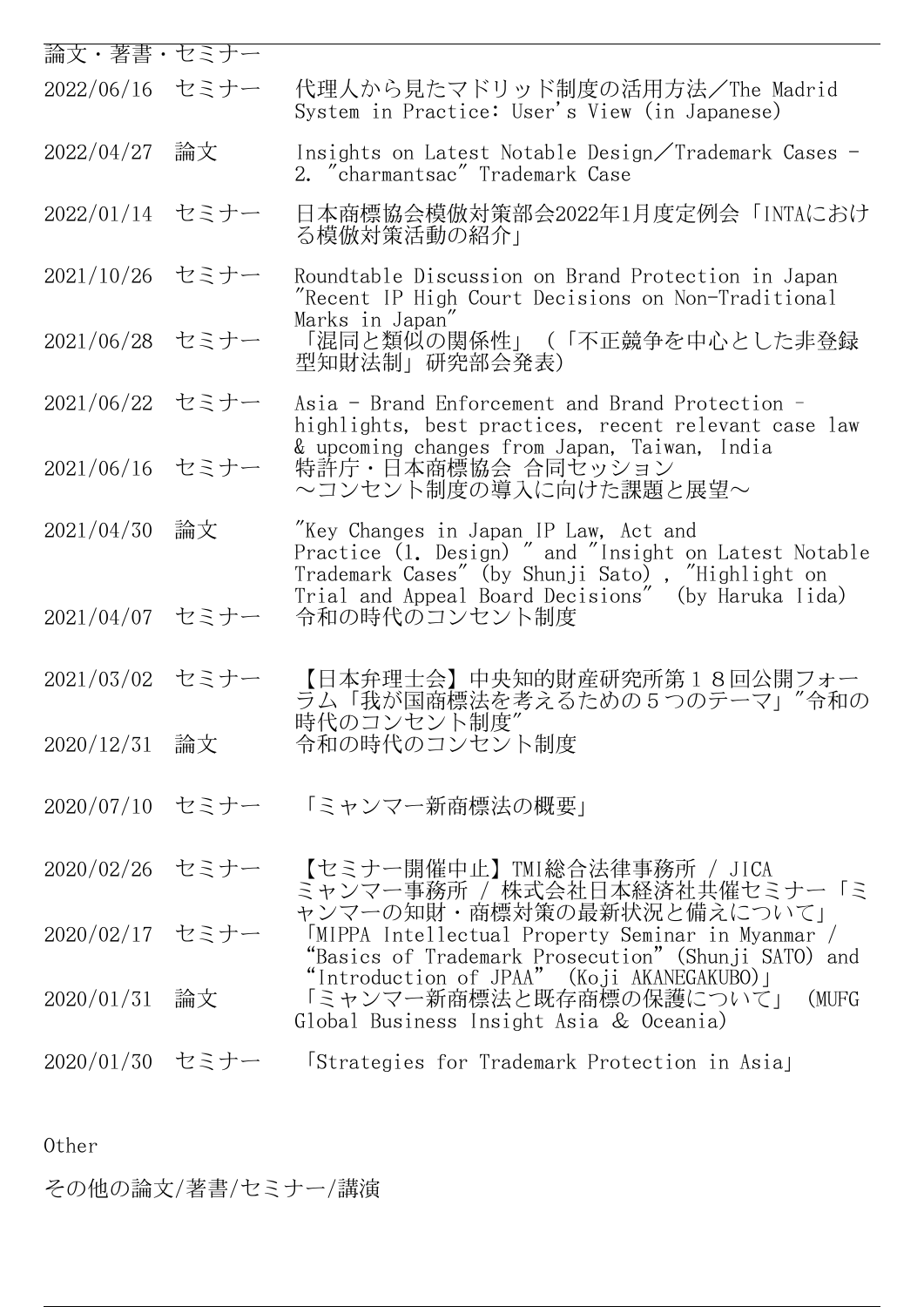論文・著書・セミナー

| | | |
|---|---|---|
| 2022/06/16 | セミナー | 代理人から見たマドリッド制度の活用方法／The Madrid System in Practice: User's View (in Japanese) |
| 2022/04/27 | 論文 | Insights on Latest Notable Design／Trademark Cases - 2. "charmantsac" Trademark Case |
| 2022/01/14 | セミナー | 日本商標協会模倣対策部会2022年1月度定例会「INTAにおける模倣対策活動の紹介」 |
| 2021/10/26 | セミナー | Roundtable Discussion on Brand Protection in Japan "Recent IP High Court Decisions on Non-Traditional Marks in Japan" |
| 2021/06/28 | セミナー | 「混同と類似の関係性」（「不正競争を中心とした非登録型知財法制」研究部会発表） |
| 2021/06/22 | セミナー | Asia - Brand Enforcement and Brand Protection - highlights, best practices, recent relevant case law & upcoming changes from Japan, Taiwan, India |
| 2021/06/16 | セミナー | 特許庁・日本商標協会 合同セッション ～コンセント制度の導入に向けた課題と展望～ |
| 2021/04/30 | 論文 | "Key Changes in Japan IP Law, Act and Practice (1. Design) " and "Insight on Latest Notable Trademark Cases" (by Shunji Sato) , "Highlight on Trial and Appeal Board Decisions" (by Haruka Iida) |
| 2021/04/07 | セミナー | 令和の時代のコンセント制度 |
| 2021/03/02 | セミナー | 【日本弁理士会】中央知的財産研究所第１８回公開フォーラム「我が国商標法を考えるための５つのテーマ」"令和の時代のコンセント制度" |
| 2020/12/31 | 論文 | 令和の時代のコンセント制度 |
| 2020/07/10 | セミナー | 「ミャンマー新商標法の概要」 |
| 2020/02/26 | セミナー | 【セミナー開催中止】TMI総合法律事務所 / JICA ミャンマー事務所 / 株式会社日本経済社共催セミナー「ミャンマーの知財・商標対策の最新状況と備えについて」 |
| 2020/02/17 | セミナー | 「MIPPA Intellectual Property Seminar in Myanmar / "Basics of Trademark Prosecution" (Shunji SATO) and "Introduction of JPAA" (Koji AKANEGAKUBO)」 |
| 2020/01/31 | 論文 | 「ミャンマー新商標法と既存商標の保護について」(MUFG Global Business Insight Asia & Oceania) |
| 2020/01/30 | セミナー | 「Strategies for Trademark Protection in Asia」 |

Other

その他の論文/著書/セミナー/講演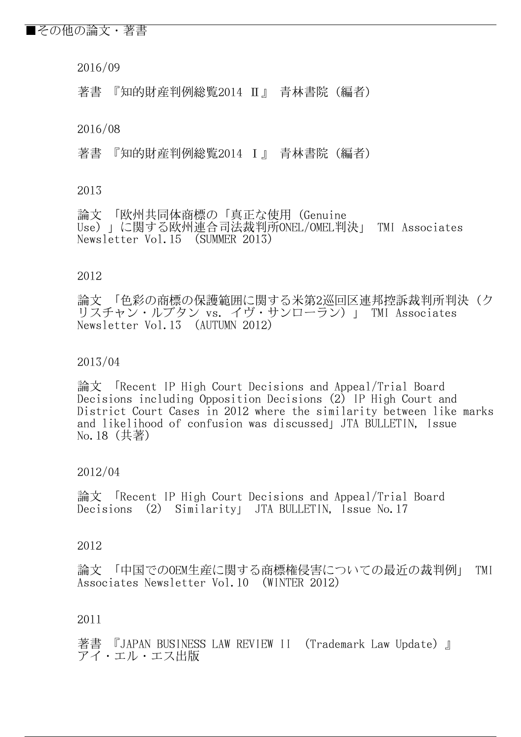■その他の論文・著書

2016/09

著書 『知的財産判例総覧2014 Ⅱ』 青林書院（編者）

2016/08

著書 『知的財産判例総覧2014 Ⅰ』 青林書院（編者）

2013

論文 「欧州共同体商標の「真正な使用（Genuine Use）」に関する欧州連合司法裁判所ONEL/OMEL判決」 TMI Associates Newsletter Vol.15 (SUMMER 2013)

2012

論文 「色彩の商標の保護範囲に関する米第2巡回区連邦控訴裁判所判決（クリスチャン・ルブタン vs. イヴ・サンローラン）」 TMI Associates Newsletter Vol.13 (AUTUMN 2012)

2013/04

論文 「Recent IP High Court Decisions and Appeal/Trial Board Decisions including Opposition Decisions (2) IP High Court and District Court Cases in 2012 where the similarity between like marks and likelihood of confusion was discussed」 JTA BULLETIN, Issue No.18（共著）

2012/04

論文 「Recent IP High Court Decisions and Appeal/Trial Board Decisions (2) Similarity」 JTA BULLETIN, Issue No.17

2012

論文 「中国でのOEM生産に関する商標権侵害についての最近の裁判例」 TMI Associates Newsletter Vol.10 (WINTER 2012)

2011

著書 『JAPAN BUSINESS LAW REVIEW II (Trademark Law Update)』 アイ・エル・エス出版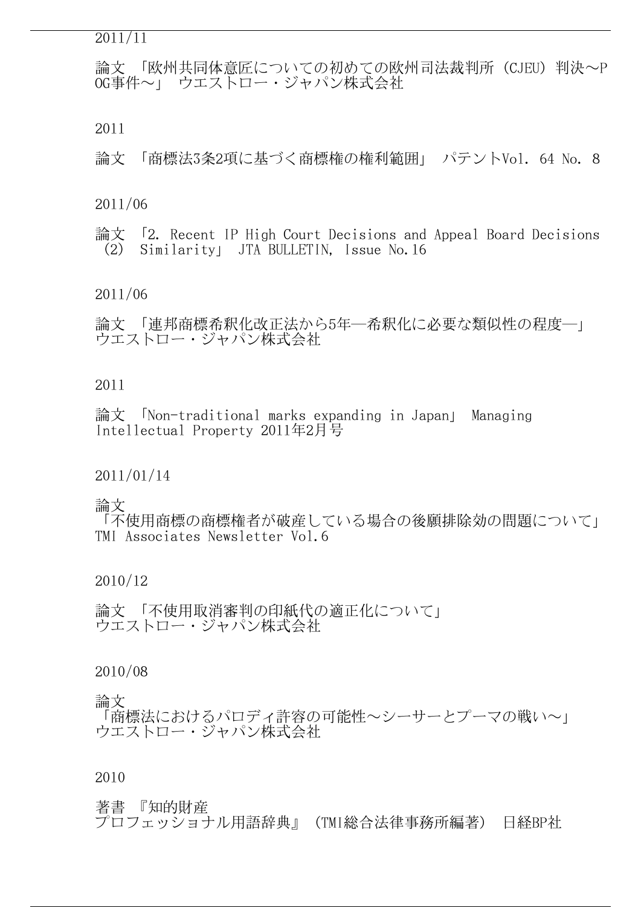2011/11

論文 「欧州共同体意匠についての初めての欧州司法裁判所（CJEU）判決～POG事件～」 ウエストロー・ジャパン株式会社

2011

論文 「商標法3条2項に基づく商標権の権利範囲」 パテントVol. 64 No. 8

2011/06

論文 「2. Recent IP High Court Decisions and Appeal Board Decisions (2) Similarity」 JTA BULLETIN, Issue No.16

2011/06

論文 「連邦商標希釈化改正法から5年―希釈化に必要な類似性の程度―」 ウエストロー・ジャパン株式会社

2011

論文 「Non-traditional marks expanding in Japan」 Managing Intellectual Property 2011年2月号

2011/01/14

論文
「不使用商標の商標権者が破産している場合の後願排除効の問題について」
TMI Associates Newsletter Vol.6

2010/12

論文 「不使用取消審判の印紙代の適正化について」
ウエストロー・ジャパン株式会社

2010/08

論文
「商標法におけるパロディ許容の可能性～シーサーとプーマの戦い～」
ウエストロー・ジャパン株式会社

2010

著書 『知的財産
プロフェッショナル用語辞典』（TMI総合法律事務所編著） 日経BP社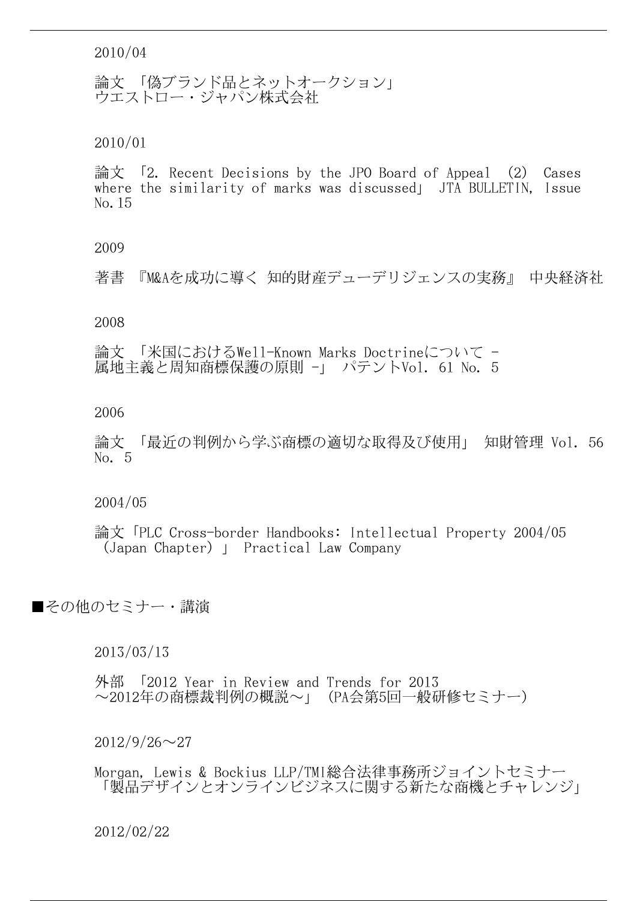2010/04

論文 「偽ブランド品とネットオークション」
ウエストロー・ジャパン株式会社

2010/01

論文 「2. Recent Decisions by the JPO Board of Appeal (2) Cases where the similarity of marks was discussed」 JTA BULLETIN, Issue No.15

2009

著書 『M&Aを成功に導く 知的財産デューデリジェンスの実務』 中央経済社

2008

論文 「米国におけるWell-Known Marks Doctrineについて - 属地主義と周知商標保護の原則 -」 パテントVol. 61 No. 5

2006

論文 「最近の判例から学ぶ商標の適切な取得及び使用」 知財管理 Vol. 56 No. 5

2004/05

論文「PLC Cross-border Handbooks: Intellectual Property 2004/05 (Japan Chapter) 」 Practical Law Company

■その他のセミナー・講演

2013/03/13

外部 「2012 Year in Review and Trends for 2013 ～2012年の商標裁判例の概説～」 (PA会第5回一般研修セミナー)

2012/9/26～27

Morgan, Lewis & Bockius LLP/TMI総合法律事務所ジョイントセミナー
「製品デザインとオンラインビジネスに関する新たな商機とチャレンジ」

2012/02/22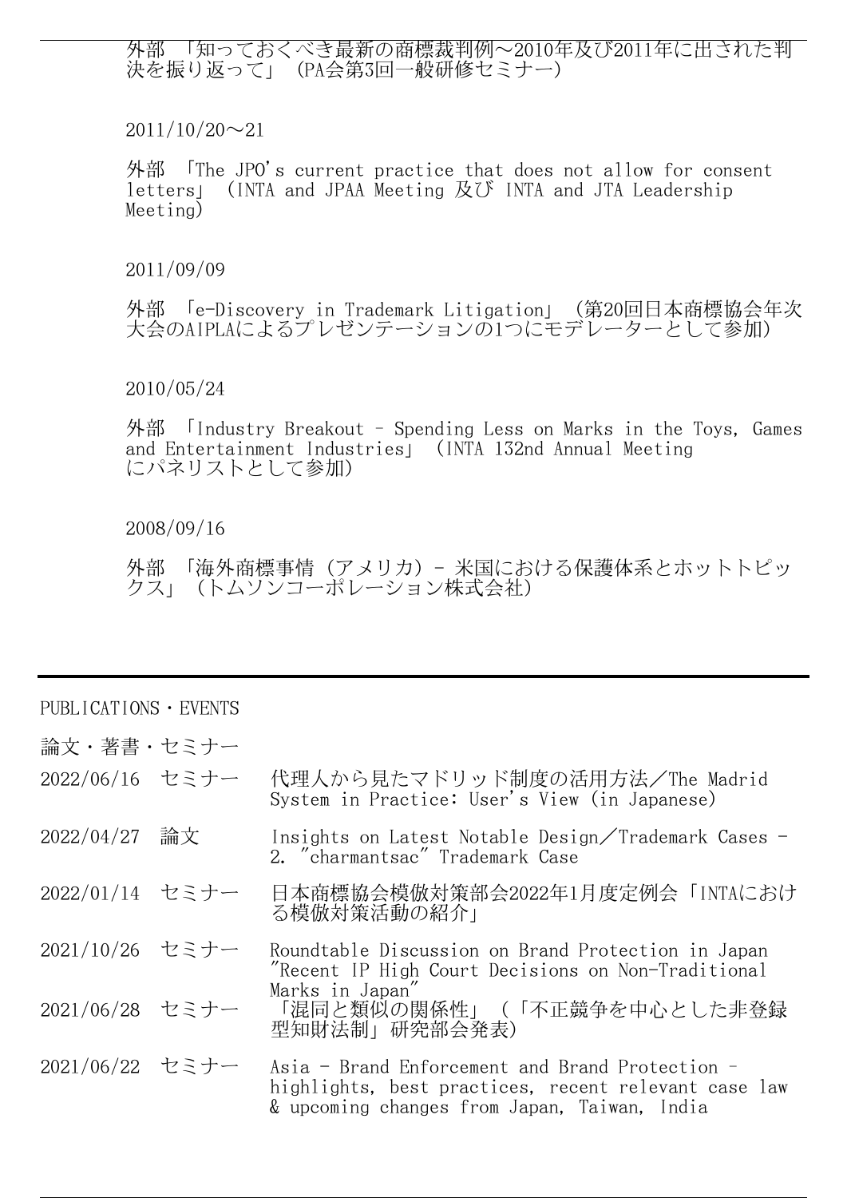外部 「知っておくべき最新の商標裁判例～2010年及び2011年に出された判決を振り返って」（PA会第3回一般研修セミナー）

2011/10/20～21

外部 「The JPO's current practice that does not allow for consent letters」（INTA and JPAA Meeting 及び INTA and JTA Leadership Meeting）

2011/09/09

外部 「e-Discovery in Trademark Litigation」（第20回日本商標協会年次大会のAIPLAによるプレゼンテーションの1つにモデレーターとして参加）

2010/05/24

外部 「Industry Breakout – Spending Less on Marks in the Toys, Games and Entertainment Industries」（INTA 132nd Annual Meeting にパネリストとして参加）

2008/09/16

外部 「海外商標事情（アメリカ）– 米国における保護体系とホットトピックス」（トムソンコーポレーション株式会社）

---

PUBLICATIONS・EVENTS

論文・著書・セミナー

| | | |
|---|---|---|
| 2022/06/16 | セミナー | 代理人から見たマドリッド制度の活用方法／The Madrid System in Practice: User's View (in Japanese) |
| 2022/04/27 | 論文 | Insights on Latest Notable Design／Trademark Cases - 2. "charmantsac" Trademark Case |
| 2022/01/14 | セミナー | 日本商標協会模倣対策部会2022年1月度定例会「INTAにおける模倣対策活動の紹介」 |
| 2021/10/26 | セミナー | Roundtable Discussion on Brand Protection in Japan "Recent IP High Court Decisions on Non-Traditional Marks in Japan" |
| 2021/06/28 | セミナー | 「混同と類似の関係性」（「不正競争を中心とした非登録型知財法制」研究部会発表） |
| 2021/06/22 | セミナー | Asia - Brand Enforcement and Brand Protection – highlights, best practices, recent relevant case law & upcoming changes from Japan, Taiwan, India |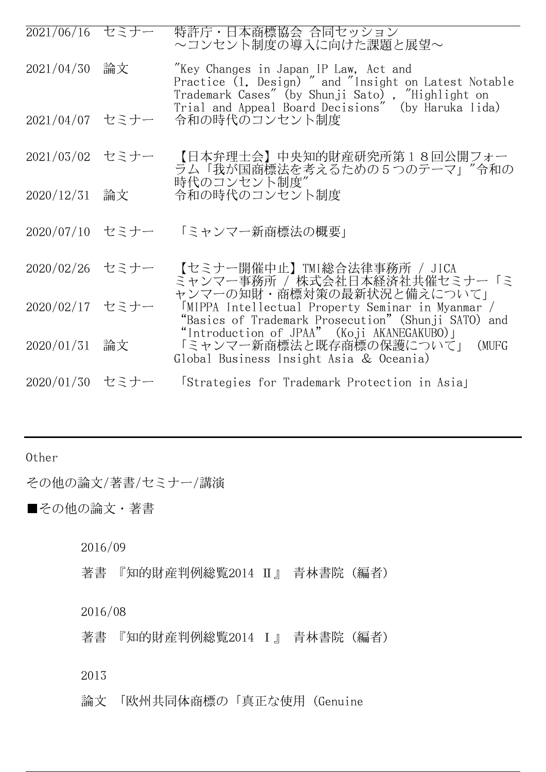| | | |
|---|---|---|
| 2021/06/16 | セミナー | 特許庁・日本商標協会 合同セッション<br>～コンセント制度の導入に向けた課題と展望～ |
| 2021/04/30 | 論文 | "Key Changes in Japan IP Law, Act and Practice (1. Design) " and "Insight on Latest Notable Trademark Cases" (by Shunji Sato) , "Highlight on Trial and Appeal Board Decisions" (by Haruka Iida) |
| 2021/04/07 | セミナー | 令和の時代のコンセント制度 |
| 2021/03/02 | セミナー | 【日本弁理士会】中央知的財産研究所第１８回公開フォーラム「我が国商標法を考えるための５つのテーマ」"令和の時代のコンセント制度" |
| 2020/12/31 | 論文 | 令和の時代のコンセント制度 |
| 2020/07/10 | セミナー | 「ミャンマー新商標法の概要」 |
| 2020/02/26 | セミナー | 【セミナー開催中止】TMI総合法律事務所 / JICA ミャンマー事務所 / 株式会社日本経済社共催セミナー「ミャンマーの知財・商標対策の最新状況と備えについて」 |
| 2020/02/17 | セミナー | 「MIPPA Intellectual Property Seminar in Myanmar / "Basics of Trademark Prosecution" (Shunji SATO) and "Introduction of JPAA" (Koji AKANEGAKUBO)」 |
| 2020/01/31 | 論文 | 「ミャンマー新商標法と既存商標の保護について」 (MUFG Global Business Insight Asia & Oceania) |
| 2020/01/30 | セミナー | 「Strategies for Trademark Protection in Asia」 |

Other

その他の論文/著書/セミナー/講演

■その他の論文・著書

2016/09

著書 『知的財産判例総覧2014 Ⅱ』 青林書院 (編者)

2016/08

著書 『知的財産判例総覧2014 Ⅰ』 青林書院 (編者)

2013

論文 「欧州共同体商標の「真正な使用 (Genuine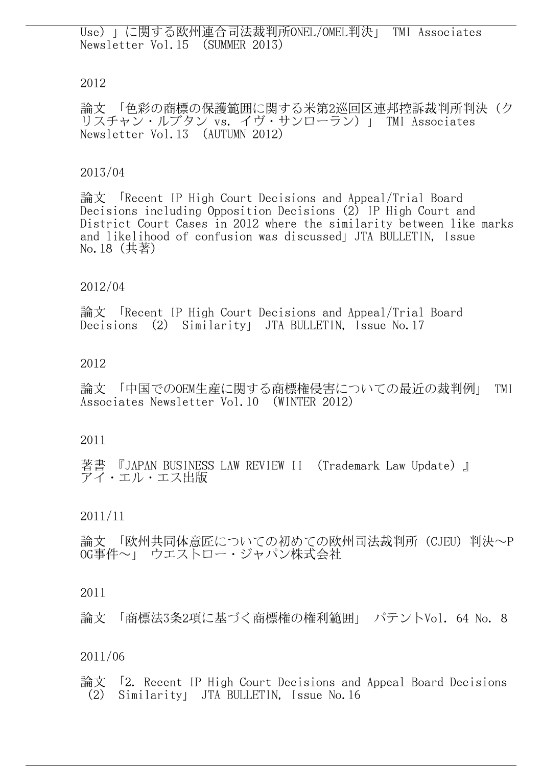Use）」に関する欧州連合司法裁判所ONEL/OMEL判決」 TMI Associates Newsletter Vol.15 （SUMMER 2013）

2012

論文 「色彩の商標の保護範囲に関する米第2巡回区連邦控訴裁判所判決（クリスチャン・ルブタン vs. イヴ・サンローラン）」 TMI Associates Newsletter Vol.13 （AUTUMN 2012）

2013/04

論文 「Recent IP High Court Decisions and Appeal/Trial Board Decisions including Opposition Decisions (2) IP High Court and District Court Cases in 2012 where the similarity between like marks and likelihood of confusion was discussed」 JTA BULLETIN, Issue No.18（共著）

2012/04

論文 「Recent IP High Court Decisions and Appeal/Trial Board Decisions （2） Similarity」 JTA BULLETIN, Issue No.17

2012

論文 「中国でのOEM生産に関する商標権侵害についての最近の裁判例」 TMI Associates Newsletter Vol.10 （WINTER 2012）

2011

著書 『JAPAN BUSINESS LAW REVIEW II （Trademark Law Update）』 アイ・エル・エス出版

2011/11

論文 「欧州共同体意匠についての初めての欧州司法裁判所（CJEU）判決～POG事件～」 ウエストロー・ジャパン株式会社

2011

論文 「商標法3条2項に基づく商標権の権利範囲」 パテントVol. 64 No. 8

2011/06

論文 「2. Recent IP High Court Decisions and Appeal Board Decisions （2） Similarity」 JTA BULLETIN, Issue No.16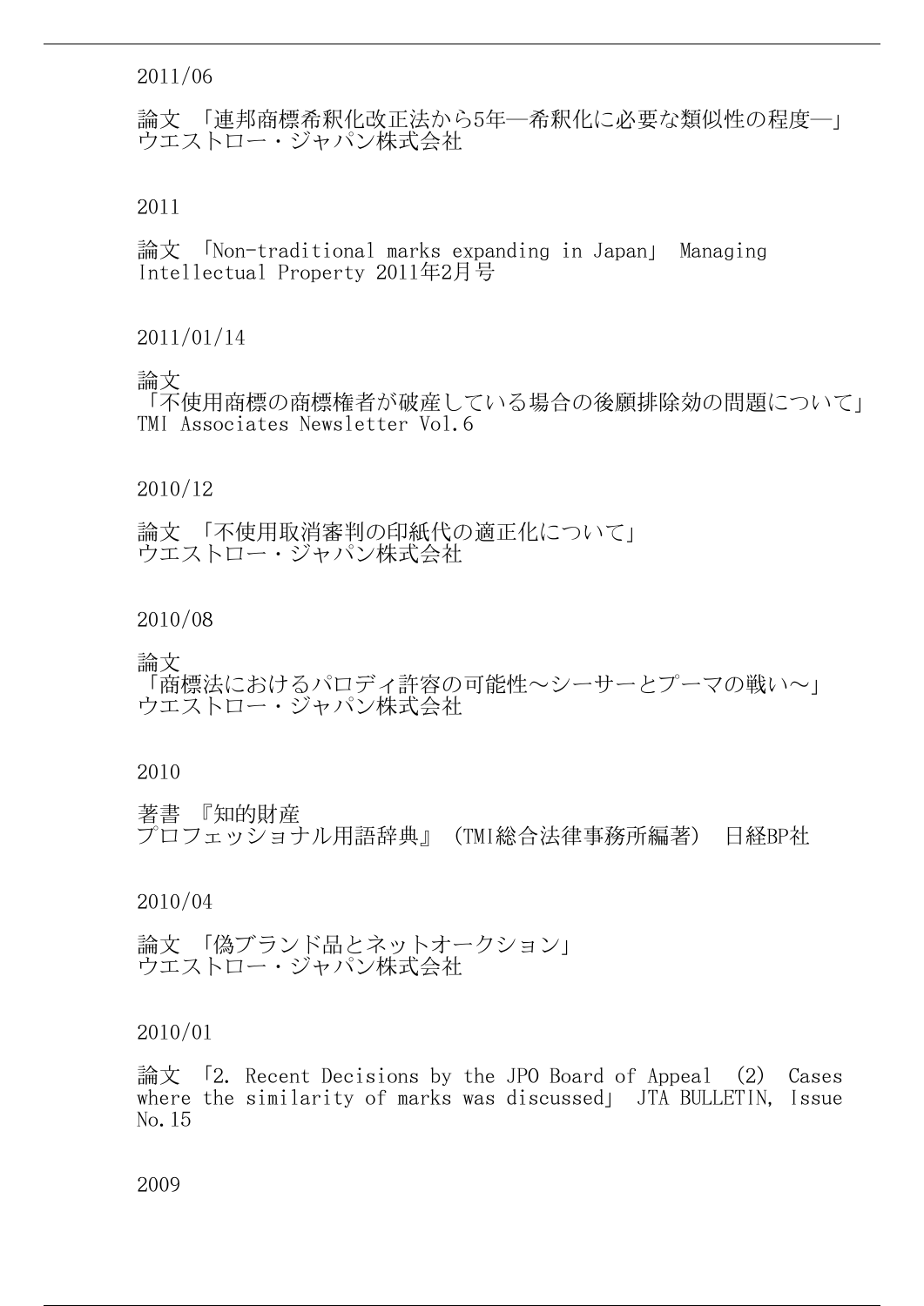2011/06

論文 「連邦商標希釈化改正法から5年―希釈化に必要な類似性の程度―」 ウエストロー・ジャパン株式会社

2011

論文 「Non-traditional marks expanding in Japan」 Managing Intellectual Property 2011年2月号

2011/01/14

論文 「不使用商標の商標権者が破産している場合の後願排除効の問題について」 TMI Associates Newsletter Vol.6

2010/12

論文 「不使用取消審判の印紙代の適正化について」 ウエストロー・ジャパン株式会社

2010/08

論文 「商標法におけるパロディ許容の可能性～シーサーとプーマの戦い～」 ウエストロー・ジャパン株式会社

2010

著書 『知的財産プロフェッショナル用語辞典』（TMI総合法律事務所編著） 日経BP社

2010/04

論文 「偽ブランド品とネットオークション」 ウエストロー・ジャパン株式会社

2010/01

論文 「2. Recent Decisions by the JPO Board of Appeal (2) Cases where the similarity of marks was discussed」 JTA BULLETIN, Issue No.15

2009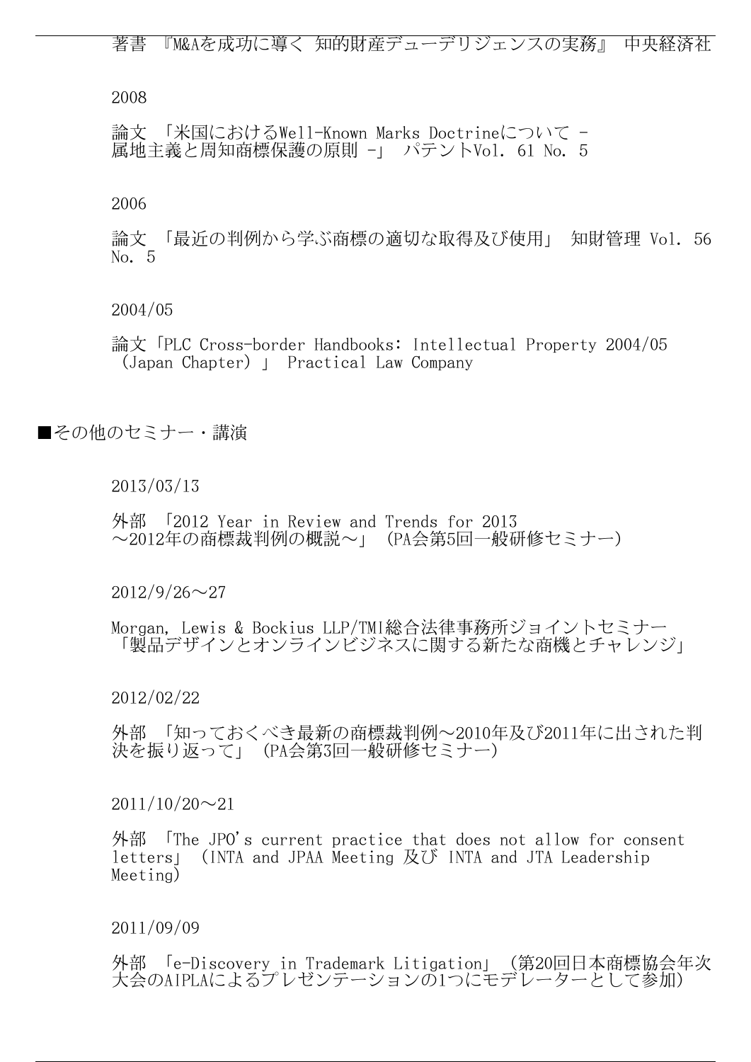著書 『M&Aを成功に導く 知的財産デューデリジェンスの実務』 中央経済社

2008

論文 「米国におけるWell-Known Marks Doctrineについて - 属地主義と周知商標保護の原則 -」 パテントVol. 61 No. 5

2006

論文 「最近の判例から学ぶ商標の適切な取得及び使用」 知財管理 Vol. 56 No. 5

2004/05

論文「PLC Cross-border Handbooks: Intellectual Property 2004/05 (Japan Chapter) 」 Practical Law Company

■その他のセミナー・講演

2013/03/13

外部 「2012 Year in Review and Trends for 2013 ～2012年の商標裁判例の概説～」 (PA会第5回一般研修セミナー)

2012/9/26～27

Morgan, Lewis & Bockius LLP/TMI総合法律事務所ジョイントセミナー「製品デザインとオンラインビジネスに関する新たな商機とチャレンジ」

2012/02/22

外部 「知っておくべき最新の商標裁判例～2010年及び2011年に出された判決を振り返って」 (PA会第3回一般研修セミナー)

2011/10/20～21

外部 「The JPO's current practice that does not allow for consent letters」 (INTA and JPAA Meeting 及び INTA and JTA Leadership Meeting)

2011/09/09

外部 「e-Discovery in Trademark Litigation」 (第20回日本商標協会年次大会のAIPLAによるプレゼンテーションの1つにモデレーターとして参加)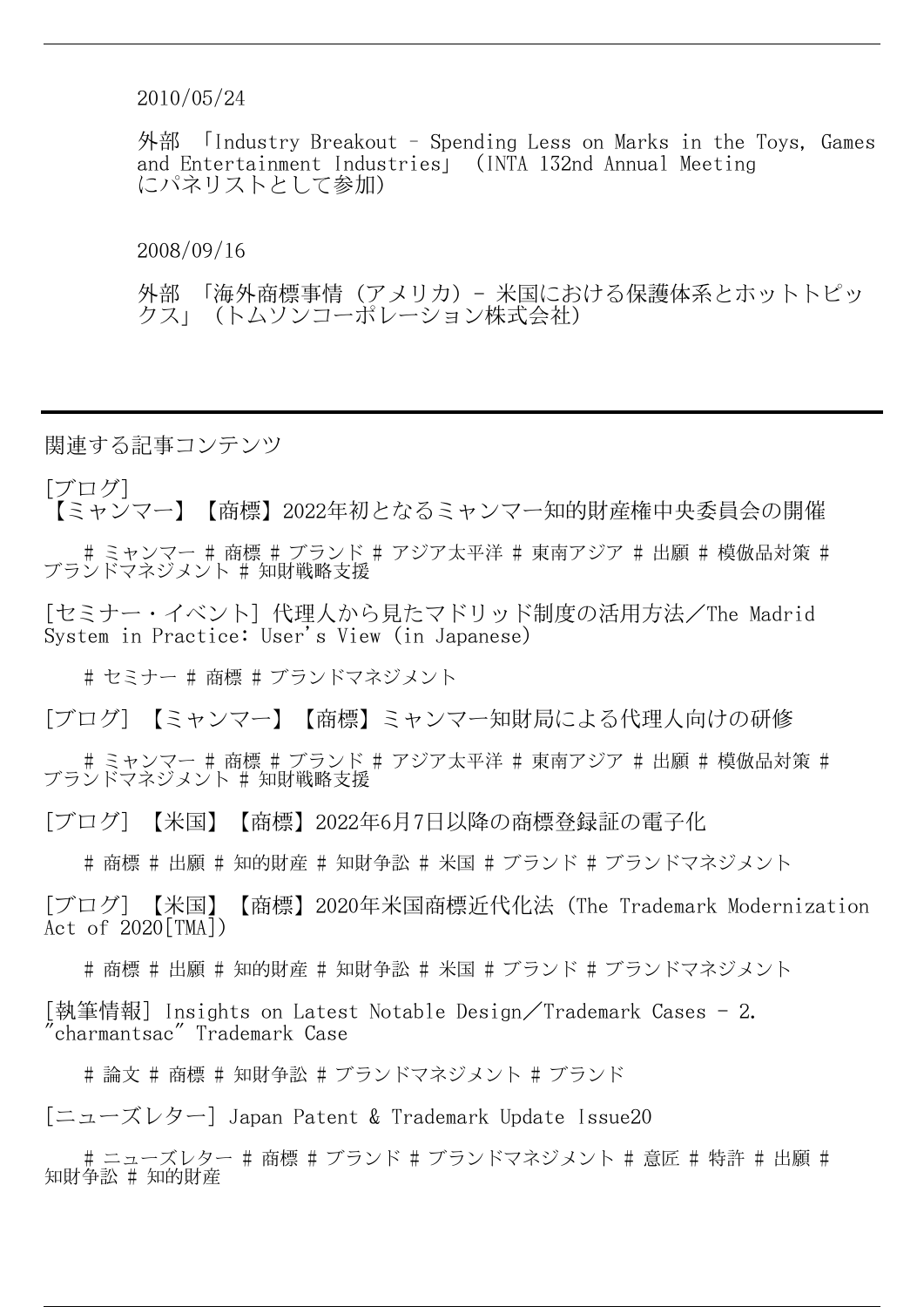2010/05/24

外部 「Industry Breakout – Spending Less on Marks in the Toys, Games and Entertainment Industries」（INTA 132nd Annual Meeting にパネリストとして参加）

2008/09/16

外部 「海外商標事情（アメリカ）- 米国における保護体系とホットトピックス」（トムソンコーポレーション株式会社）

---

関連する記事コンテンツ

[ブログ]
【ミャンマー】【商標】2022年初となるミャンマー知的財産権中央委員会の開催

# ミャンマー # 商標 # ブランド # アジア太平洋 # 東南アジア # 出願 # 模倣品対策 # ブランドマネジメント # 知財戦略支援

[セミナー・イベント] 代理人から見たマドリッド制度の活用方法／The Madrid System in Practice: User's View (in Japanese)

# セミナー # 商標 # ブランドマネジメント

[ブログ] 【ミャンマー】【商標】ミャンマー知財局による代理人向けの研修

# ミャンマー # 商標 # ブランド # アジア太平洋 # 東南アジア # 出願 # 模倣品対策 # ブランドマネジメント # 知財戦略支援

[ブログ] 【米国】【商標】2022年6月7日以降の商標登録証の電子化

# 商標 # 出願 # 知的財産 # 知財争訟 # 米国 # ブランド # ブランドマネジメント

[ブログ] 【米国】【商標】2020年米国商標近代化法（The Trademark Modernization Act of 2020[TMA]）

# 商標 # 出願 # 知的財産 # 知財争訟 # 米国 # ブランド # ブランドマネジメント

[執筆情報] Insights on Latest Notable Design／Trademark Cases - 2. "charmantsac" Trademark Case

# 論文 # 商標 # 知財争訟 # ブランドマネジメント # ブランド

[ニューズレター] Japan Patent & Trademark Update Issue20

# ニューズレター # 商標 # ブランド # ブランドマネジメント # 意匠 # 特許 # 出願 # 知財争訟 # 知的財産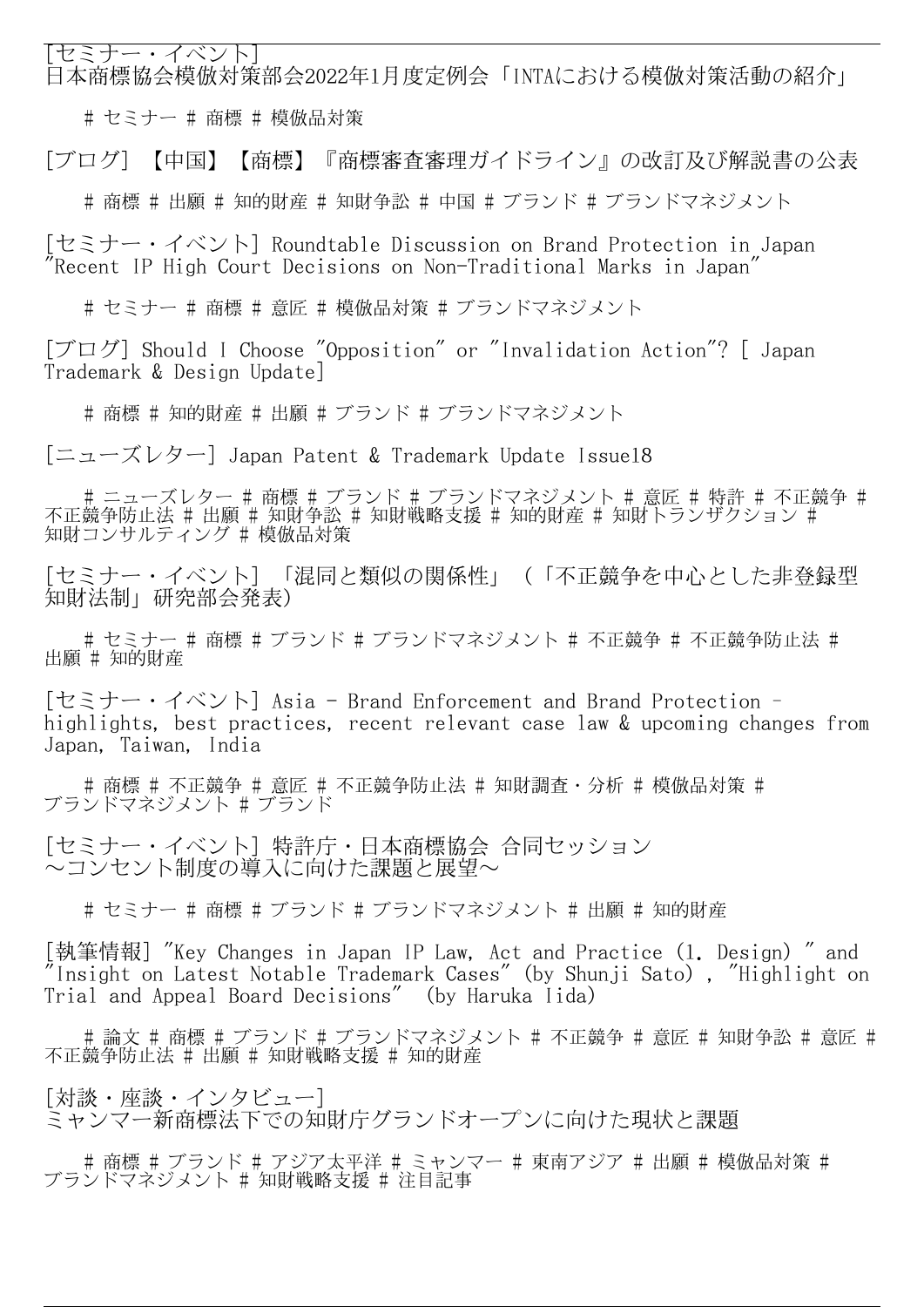[セミナー・イベント]
日本商標協会模倣対策部会2022年1月度定例会「INTAにおける模倣対策活動の紹介」

# セミナー # 商標 # 模倣品対策

[ブログ] 【中国】【商標】『商標審査審理ガイドライン』の改訂及び解説書の公表

# 商標 # 出願 # 知的財産 # 知財争訟 # 中国 # ブランド # ブランドマネジメント

[セミナー・イベント] Roundtable Discussion on Brand Protection in Japan "Recent IP High Court Decisions on Non-Traditional Marks in Japan"

# セミナー # 商標 # 意匠 # 模倣品対策 # ブランドマネジメント

[ブログ] Should I Choose "Opposition" or "Invalidation Action"? [ Japan Trademark & Design Update]

# 商標 # 知的財産 # 出願 # ブランド # ブランドマネジメント

[ニューズレター] Japan Patent & Trademark Update Issue18

# ニューズレター # 商標 # ブランド # ブランドマネジメント # 意匠 # 特許 # 不正競争 # 不正競争防止法 # 出願 # 知財争訟 # 知財戦略支援 # 知的財産 # 知財トランザクション # 知財コンサルティング # 模倣品対策

[セミナー・イベント] 「混同と類似の関係性」（「不正競争を中心とした非登録型知財法制」研究部会発表）

# セミナー # 商標 # ブランド # ブランドマネジメント # 不正競争 # 不正競争防止法 # 出願 # 知的財産

[セミナー・イベント] Asia - Brand Enforcement and Brand Protection – highlights, best practices, recent relevant case law & upcoming changes from Japan, Taiwan, India

# 商標 # 不正競争 # 意匠 # 不正競争防止法 # 知財調査・分析 # 模倣品対策 # ブランドマネジメント # ブランド

[セミナー・イベント] 特許庁・日本商標協会 合同セッション ～コンセント制度の導入に向けた課題と展望～

# セミナー # 商標 # ブランド # ブランドマネジメント # 出願 # 知的財産

[執筆情報] "Key Changes in Japan IP Law, Act and Practice (1. Design) " and "Insight on Latest Notable Trademark Cases" (by Shunji Sato), "Highlight on Trial and Appeal Board Decisions" (by Haruka Iida)

# 論文 # 商標 # ブランド # ブランドマネジメント # 不正競争 # 意匠 # 知財争訟 # 意匠 # 不正競争防止法 # 出願 # 知財戦略支援 # 知的財産

[対談・座談・インタビュー]
ミャンマー新商標法下での知財庁グランドオープンに向けた現状と課題

# 商標 # ブランド # アジア太平洋 # ミャンマー # 東南アジア # 出願 # 模倣品対策 # ブランドマネジメント # 知財戦略支援 # 注目記事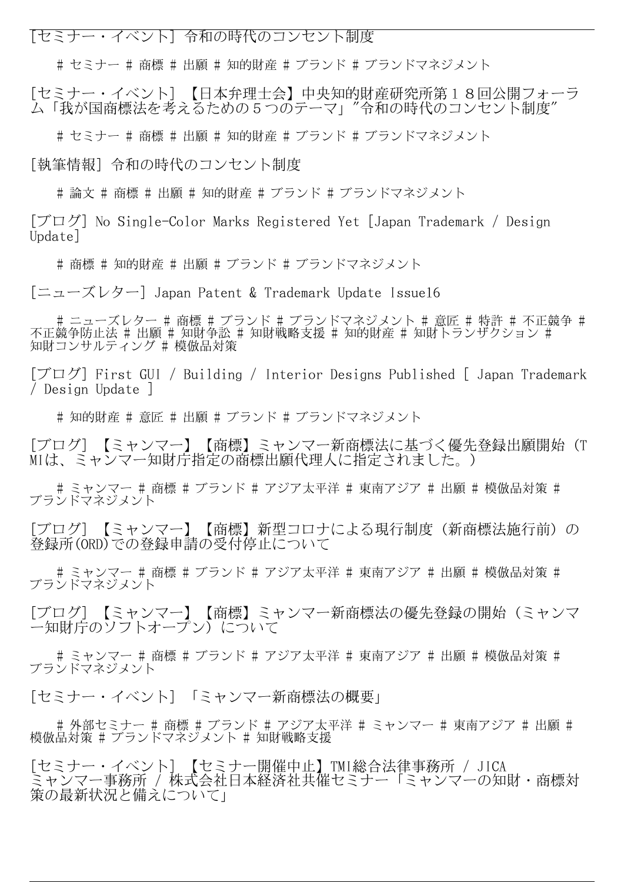[セミナー・イベント] 令和の時代のコンセント制度

# セミナー # 商標 # 出願 # 知的財産 # ブランド # ブランドマネジメント

[セミナー・イベント] 【日本弁理士会】中央知的財産研究所第１８回公開フォーラム「我が国商標法を考えるための５つのテーマ」"令和の時代のコンセント制度"

# セミナー # 商標 # 出願 # 知的財産 # ブランド # ブランドマネジメント

[執筆情報] 令和の時代のコンセント制度

# 論文 # 商標 # 出願 # 知的財産 # ブランド # ブランドマネジメント

[ブログ] No Single-Color Marks Registered Yet [Japan Trademark / Design Update]

# 商標 # 知的財産 # 出願 # ブランド # ブランドマネジメント

[ニューズレター] Japan Patent & Trademark Update Issue16

# ニューズレター # 商標 # ブランド # ブランドマネジメント # 意匠 # 特許 # 不正競争 # 不正競争防止法 # 出願 # 知財争訟 # 知財戦略支援 # 知的財産 # 知財トランザクション # 知財コンサルティング # 模倣品対策

[ブログ] First GUI / Building / Interior Designs Published [ Japan Trademark / Design Update ]

# 知的財産 # 意匠 # 出願 # ブランド # ブランドマネジメント

[ブログ] 【ミャンマー】【商標】ミャンマー新商標法に基づく優先登録出願開始（TMIは、ミャンマー知財庁指定の商標出願代理人に指定されました。）

# ミャンマー # 商標 # ブランド # アジア太平洋 # 東南アジア # 出願 # 模倣品対策 # ブランドマネジメント

[ブログ] 【ミャンマー】【商標】新型コロナによる現行制度（新商標法施行前）の登録所(ORD)での登録申請の受付停止について

# ミャンマー # 商標 # ブランド # アジア太平洋 # 東南アジア # 出願 # 模倣品対策 # ブランドマネジメント

[ブログ] 【ミャンマー】【商標】ミャンマー新商標法の優先登録の開始（ミャンマー知財庁のソフトオープン）について

# ミャンマー # 商標 # ブランド # アジア太平洋 # 東南アジア # 出願 # 模倣品対策 # ブランドマネジメント

[セミナー・イベント] 「ミャンマー新商標法の概要」

# 外部セミナー # 商標 # ブランド # アジア太平洋 # ミャンマー # 東南アジア # 出願 # 模倣品対策 # ブランドマネジメント # 知財戦略支援

[セミナー・イベント] 【セミナー開催中止】TMI総合法律事務所 / JICA ミャンマー事務所 / 株式会社日本経済社共催セミナー「ミャンマーの知財・商標対策の最新状況と備えについて」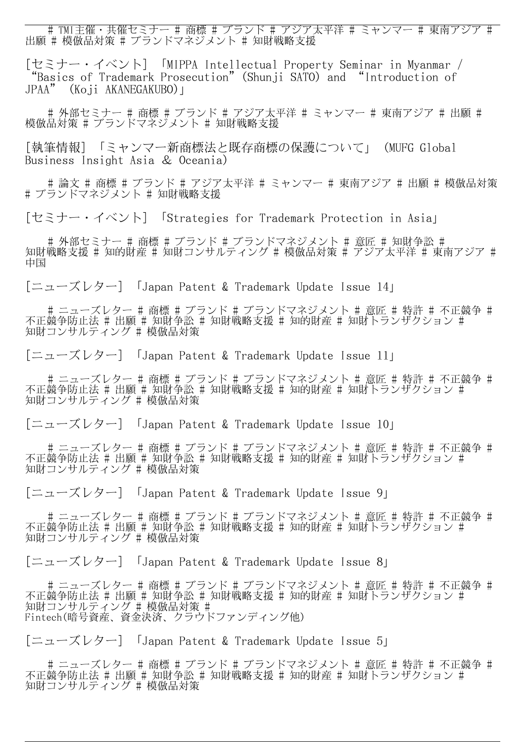# TMI主催・共催セミナー # 商標 # ブランド # アジア太平洋 # ミャンマー # 東南アジア # 出願 # 模倣品対策 # ブランドマネジメント # 知財戦略支援

[セミナー・イベント] 「MIPPA Intellectual Property Seminar in Myanmar / “Basics of Trademark Prosecution” (Shunji SATO) and “Introduction of JPAA” (Koji AKANEGAKUBO)」

# 外部セミナー # 商標 # ブランド # アジア太平洋 # ミャンマー # 東南アジア # 出願 # 模倣品対策 # ブランドマネジメント # 知財戦略支援

[執筆情報] 「ミャンマー新商標法と既存商標の保護について」 (MUFG Global Business Insight Asia & Oceania)

# 論文 # 商標 # ブランド # アジア太平洋 # ミャンマー # 東南アジア # 出願 # 模倣品対策 # ブランドマネジメント # 知財戦略支援

[セミナー・イベント] 「Strategies for Trademark Protection in Asia」

# 外部セミナー # 商標 # ブランド # ブランドマネジメント # 意匠 # 知財争訟 # 知財戦略支援 # 知的財産 # 知財コンサルティング # 模倣品対策 # アジア太平洋 # 東南アジア # 中国

[ニューズレター] 「Japan Patent & Trademark Update Issue 14」

# ニューズレター # 商標 # ブランド # ブランドマネジメント # 意匠 # 特許 # 不正競争 # 不正競争防止法 # 出願 # 知財争訟 # 知財戦略支援 # 知的財産 # 知財トランザクション # 知財コンサルティング # 模倣品対策

[ニューズレター] 「Japan Patent & Trademark Update Issue 11」

# ニューズレター # 商標 # ブランド # ブランドマネジメント # 意匠 # 特許 # 不正競争 # 不正競争防止法 # 出願 # 知財争訟 # 知財戦略支援 # 知的財産 # 知財トランザクション # 知財コンサルティング # 模倣品対策

[ニューズレター] 「Japan Patent & Trademark Update Issue 10」

# ニューズレター # 商標 # ブランド # ブランドマネジメント # 意匠 # 特許 # 不正競争 # 不正競争防止法 # 出願 # 知財争訟 # 知財戦略支援 # 知的財産 # 知財トランザクション # 知財コンサルティング # 模倣品対策

[ニューズレター] 「Japan Patent & Trademark Update Issue 9」

# ニューズレター # 商標 # ブランド # ブランドマネジメント # 意匠 # 特許 # 不正競争 # 不正競争防止法 # 出願 # 知財争訟 # 知財戦略支援 # 知的財産 # 知財トランザクション # 知財コンサルティング # 模倣品対策

[ニューズレター] 「Japan Patent & Trademark Update Issue 8」

# ニューズレター # 商標 # ブランド # ブランドマネジメント # 意匠 # 特許 # 不正競争 # 不正競争防止法 # 出願 # 知財争訟 # 知財戦略支援 # 知的財産 # 知財トランザクション # 知財コンサルティング # 模倣品対策 # Fintech(暗号資産、資金決済、クラウドファンディング他)

[ニューズレター] 「Japan Patent & Trademark Update Issue 5」

# ニューズレター # 商標 # ブランド # ブランドマネジメント # 意匠 # 特許 # 不正競争 # 不正競争防止法 # 出願 # 知財争訟 # 知財戦略支援 # 知的財産 # 知財トランザクション # 知財コンサルティング # 模倣品対策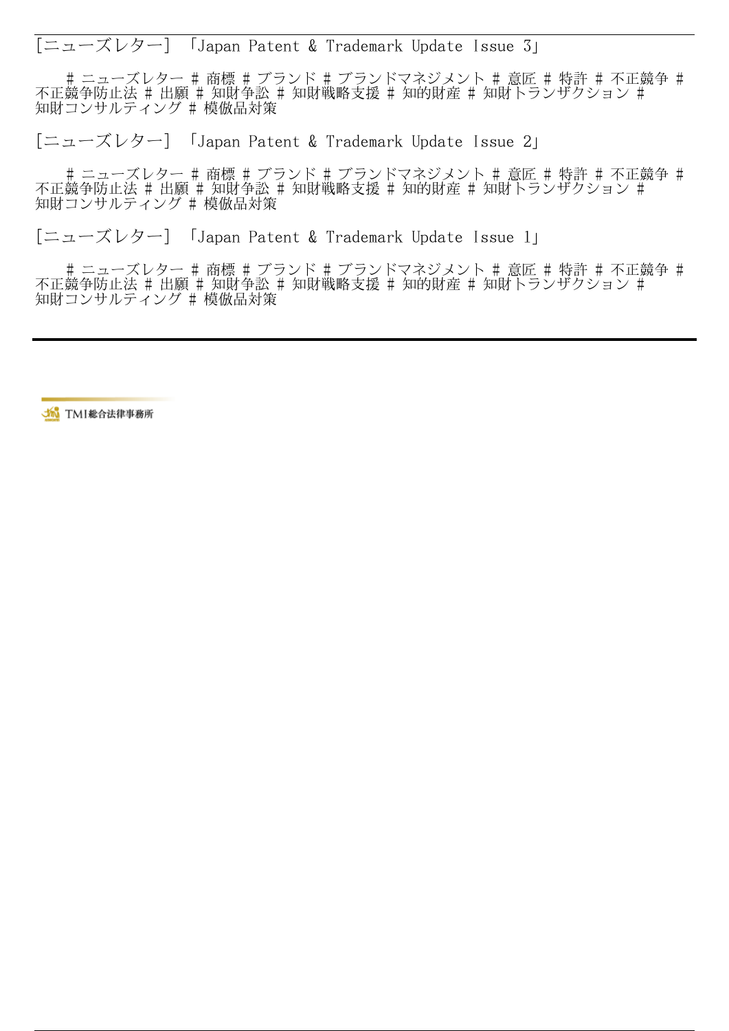[ニューズレター] 「Japan Patent & Trademark Update Issue 3」

# ニューズレター # 商標 # ブランド # ブランドマネジメント # 意匠 # 特許 # 不正競争 # 不正競争防止法 # 出願 # 知財争訟 # 知財戦略支援 # 知的財産 # 知財トランザクション # 知財コンサルティング # 模倣品対策

[ニューズレター] 「Japan Patent & Trademark Update Issue 2」

# ニューズレター # 商標 # ブランド # ブランドマネジメント # 意匠 # 特許 # 不正競争 # 不正競争防止法 # 出願 # 知財争訟 # 知財戦略支援 # 知的財産 # 知財トランザクション # 知財コンサルティング # 模倣品対策

[ニューズレター] 「Japan Patent & Trademark Update Issue 1」

# ニューズレター # 商標 # ブランド # ブランドマネジメント # 意匠 # 特許 # 不正競争 # 不正競争防止法 # 出願 # 知財争訟 # 知財戦略支援 # 知的財産 # 知財トランザクション # 知財コンサルティング # 模倣品対策

TMI総合法律事務所